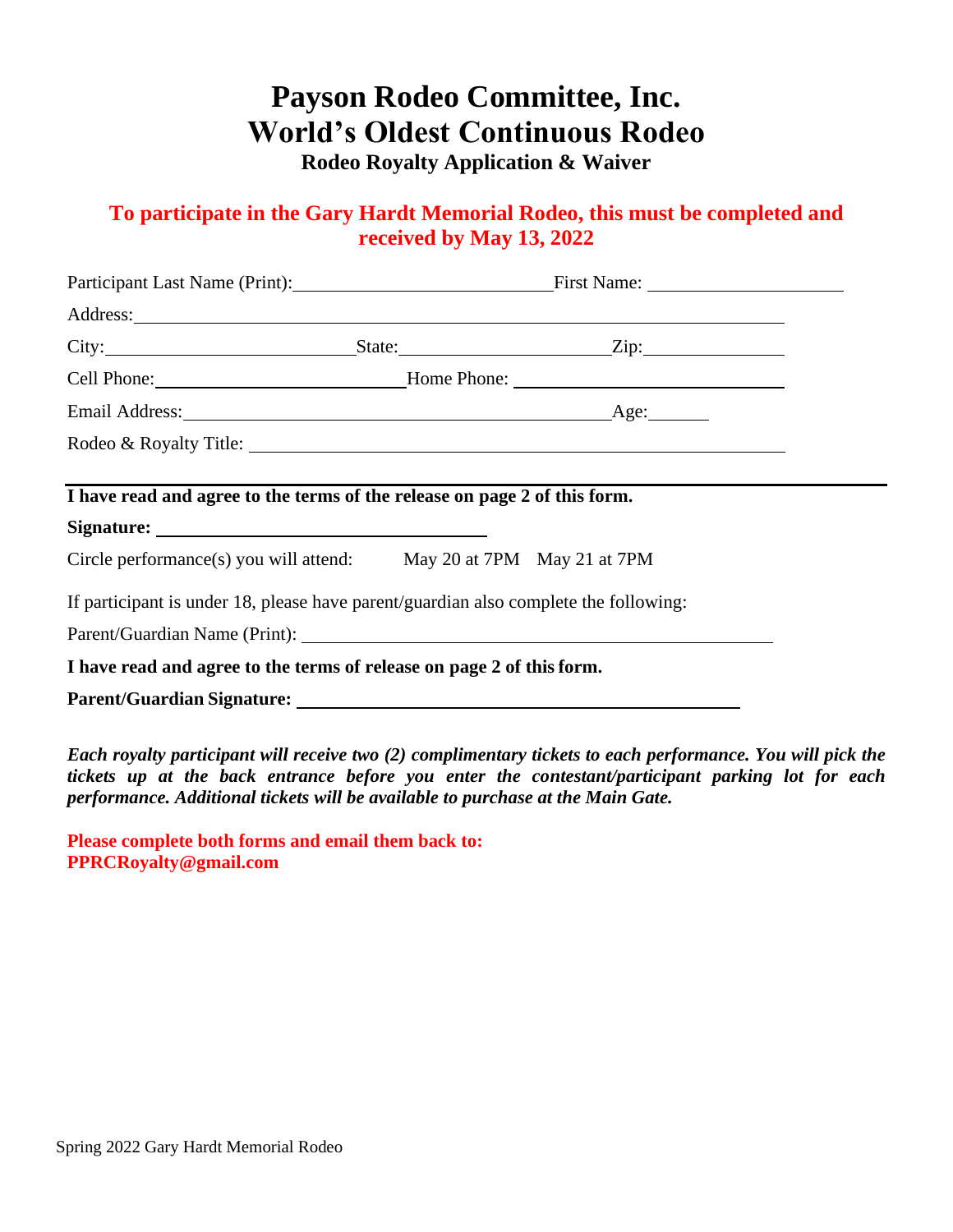# Payson Rodeo Committee, Inc.
# World's Oldest Continuous Rodeo
### Rodeo Royalty Application & Waiver

**To participate in the Gary Hardt Memorial Rodeo, this must be completed and received by May 13, 2022**

Participant Last Name (Print): ______________________ First Name: ____________________

Address: ________________________________________________________________

City: ______________________ State: ____________________ Zip: ______________

Cell Phone: ______________________ Home Phone: __________________________

Email Address: ________________________________________ Age: ______

Rodeo & Royalty Title: ____________________________________________________

---

**I have read and agree to the terms of the release on page 2 of this form.**

**Signature:** ______________________________

Circle performance(s) you will attend: May 20 at 7PM May 21 at 7PM

If participant is under 18, please have parent/guardian also complete the following:

Parent/Guardian Name (Print): ____________________________________________

**I have read and agree to the terms of release on page 2 of this form.**

**Parent/Guardian Signature:** ________________________________________

***Each royalty participant will receive two (2) complimentary tickets to each performance. You will pick the tickets up at the back entrance before you enter the contestant/participant parking lot for each performance. Additional tickets will be available to purchase at the Main Gate.***

**Please complete both forms and email them back to:**
**PPRCRoyalty@gmail.com**

Spring 2022 Gary Hardt Memorial Rodeo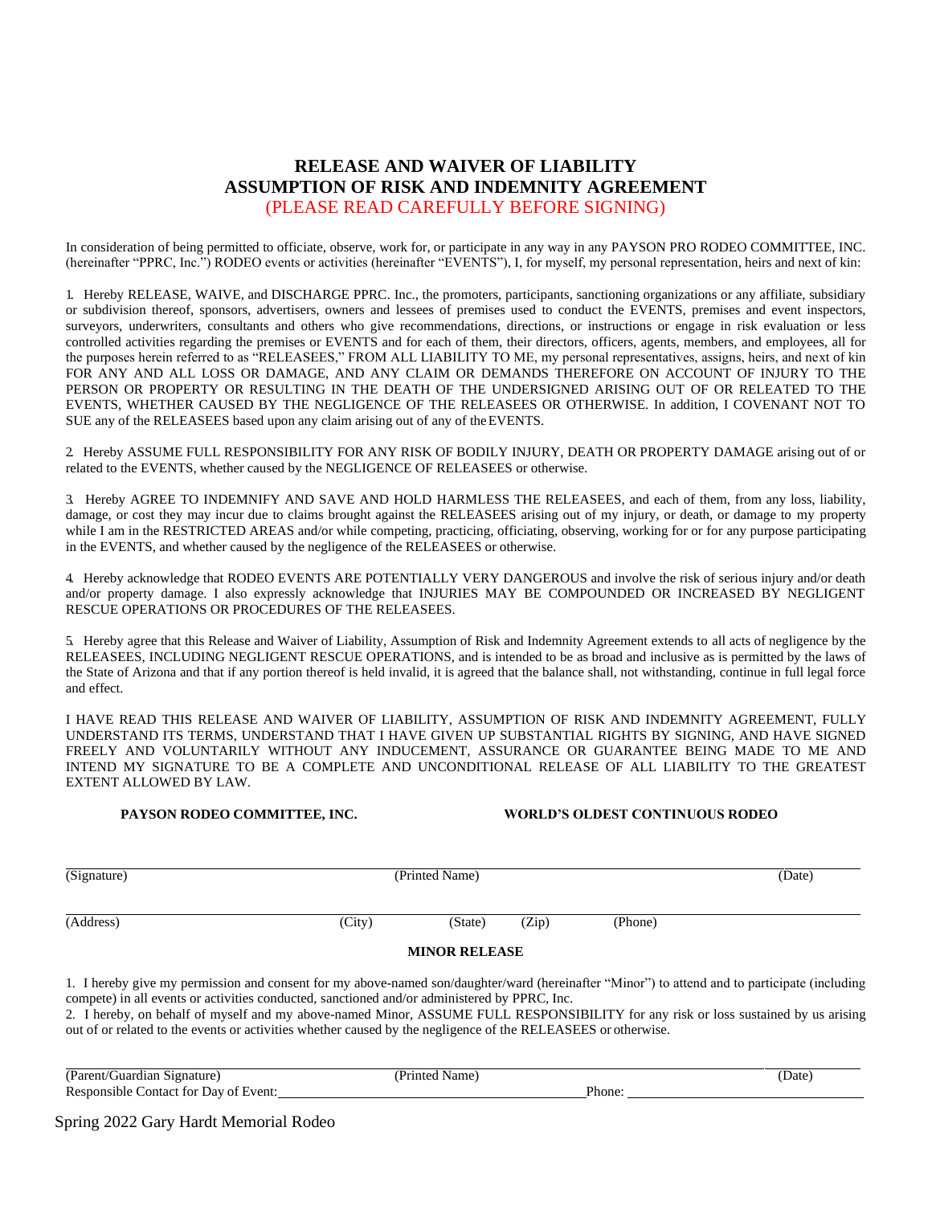# RELEASE AND WAIVER OF LIABILITY
# ASSUMPTION OF RISK AND INDEMNITY AGREEMENT
(PLEASE READ CAREFULLY BEFORE SIGNING)

In consideration of being permitted to officiate, observe, work for, or participate in any way in any PAYSON PRO RODEO COMMITTEE, INC. (hereinafter "PPRC, Inc.") RODEO events or activities (hereinafter "EVENTS"), I, for myself, my personal representation, heirs and next of kin:

1. Hereby RELEASE, WAIVE, and DISCHARGE PPRC. Inc., the promoters, participants, sanctioning organizations or any affiliate, subsidiary or subdivision thereof, sponsors, advertisers, owners and lessees of premises used to conduct the EVENTS, premises and event inspectors, surveyors, underwriters, consultants and others who give recommendations, directions, or instructions or engage in risk evaluation or less controlled activities regarding the premises or EVENTS and for each of them, their directors, officers, agents, members, and employees, all for the purposes herein referred to as "RELEASEES," FROM ALL LIABILITY TO ME, my personal representatives, assigns, heirs, and next of kin FOR ANY AND ALL LOSS OR DAMAGE, AND ANY CLAIM OR DEMANDS THEREFORE ON ACCOUNT OF INJURY TO THE PERSON OR PROPERTY OR RESULTING IN THE DEATH OF THE UNDERSIGNED ARISING OUT OF OR RELEATED TO THE EVENTS, WHETHER CAUSED BY THE NEGLIGENCE OF THE RELEASEES OR OTHERWISE. In addition, I COVENANT NOT TO SUE any of the RELEASEES based upon any claim arising out of any of the EVENTS.

2. Hereby ASSUME FULL RESPONSIBILITY FOR ANY RISK OF BODILY INJURY, DEATH OR PROPERTY DAMAGE arising out of or related to the EVENTS, whether caused by the NEGLIGENCE OF RELEASEES or otherwise.

3. Hereby AGREE TO INDEMNIFY AND SAVE AND HOLD HARMLESS THE RELEASEES, and each of them, from any loss, liability, damage, or cost they may incur due to claims brought against the RELEASEES arising out of my injury, or death, or damage to my property while I am in the RESTRICTED AREAS and/or while competing, practicing, officiating, observing, working for or for any purpose participating in the EVENTS, and whether caused by the negligence of the RELEASEES or otherwise.

4. Hereby acknowledge that RODEO EVENTS ARE POTENTIALLY VERY DANGEROUS and involve the risk of serious injury and/or death and/or property damage. I also expressly acknowledge that INJURIES MAY BE COMPOUNDED OR INCREASED BY NEGLIGENT RESCUE OPERATIONS OR PROCEDURES OF THE RELEASEES.

5. Hereby agree that this Release and Waiver of Liability, Assumption of Risk and Indemnity Agreement extends to all acts of negligence by the RELEASEES, INCLUDING NEGLIGENT RESCUE OPERATIONS, and is intended to be as broad and inclusive as is permitted by the laws of the State of Arizona and that if any portion thereof is held invalid, it is agreed that the balance shall, not withstanding, continue in full legal force and effect.

I HAVE READ THIS RELEASE AND WAIVER OF LIABILITY, ASSUMPTION OF RISK AND INDEMNITY AGREEMENT, FULLY UNDERSTAND ITS TERMS, UNDERSTAND THAT I HAVE GIVEN UP SUBSTANTIAL RIGHTS BY SIGNING, AND HAVE SIGNED FREELY AND VOLUNTARILY WITHOUT ANY INDUCEMENT, ASSURANCE OR GUARANTEE BEING MADE TO ME AND INTEND MY SIGNATURE TO BE A COMPLETE AND UNCONDITIONAL RELEASE OF ALL LIABILITY TO THE GREATEST EXTENT ALLOWED BY LAW.

**PAYSON RODEO COMMITTEE, INC.** **WORLD'S OLDEST CONTINUOUS RODEO**

(Signature) (Printed Name) (Date)

(Address) (City) (State) (Zip) (Phone)

**MINOR RELEASE**

1. I hereby give my permission and consent for my above-named son/daughter/ward (hereinafter "Minor") to attend and to participate (including compete) in all events or activities conducted, sanctioned and/or administered by PPRC, Inc.
2. I hereby, on behalf of myself and my above-named Minor, ASSUME FULL RESPONSIBILITY for any risk or loss sustained by us arising out of or related to the events or activities whether caused by the negligence of the RELEASEES or otherwise.

(Parent/Guardian Signature) (Printed Name) (Date)
Responsible Contact for Day of Event: ______________________ Phone: ______________

Spring 2022 Gary Hardt Memorial Rodeo